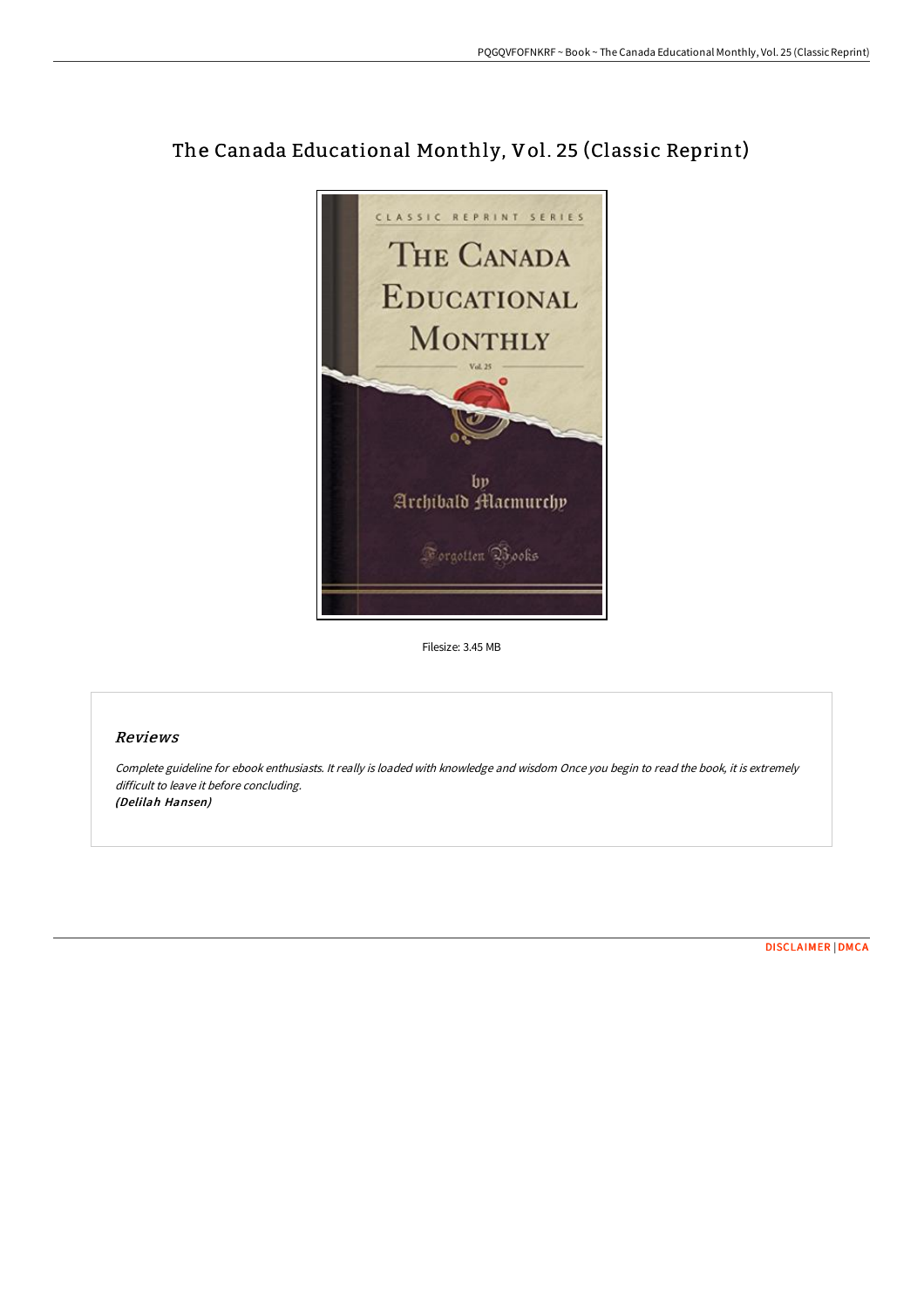# The Canada Educational Monthly, Vol. 25 (Classic Reprint)

Filesize: 3.45 MB

## *Reviews*

*Complete guideline for ebook enthusiasts. It really is loaded with knowledge and wisdom Once you begin to read the book, it is extremely difficult to leave it before concluding.*
***(Delilah Hansen)***

DISCLAIMER | DMCA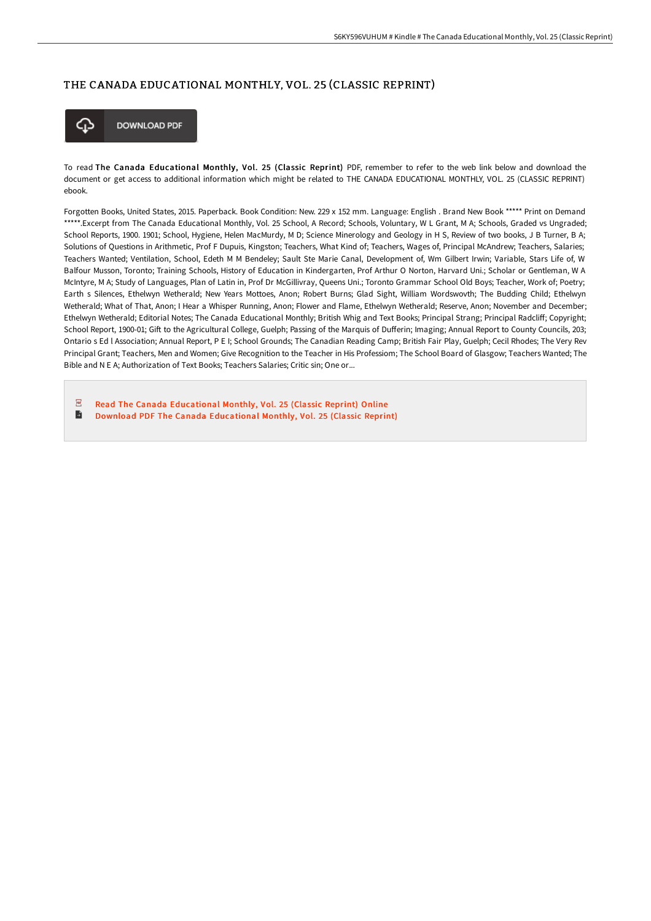# THE CANADA EDUCATIONAL MONTHLY, VOL. 25 (CLASSIC REPRINT)

DOWNLOAD PDF

To read **The Canada Educational Monthly, Vol. 25 (Classic Reprint)** PDF, remember to refer to the web link below and download the document or get access to additional information which might be related to THE CANADA EDUCATIONAL MONTHLY, VOL. 25 (CLASSIC REPRINT) ebook.

Forgotten Books, United States, 2015. Paperback. Book Condition: New. 229 x 152 mm. Language: English . Brand New Book ***** Print on Demand *****.Excerpt from The Canada Educational Monthly, Vol. 25 School, A Record; Schools, Voluntary, W L Grant, M A; Schools, Graded vs Ungraded; School Reports, 1900. 1901; School, Hygiene, Helen MacMurdy, M D; Science Minerology and Geology in H S, Review of two books, J B Turner, B A; Solutions of Questions in Arithmetic, Prof F Dupuis, Kingston; Teachers, What Kind of; Teachers, Wages of, Principal McAndrew; Teachers, Salaries; Teachers Wanted; Ventilation, School, Edeth M M Bendeley; Sault Ste Marie Canal, Development of, Wm Gilbert Irwin; Variable, Stars Life of, W Balfour Musson, Toronto; Training Schools, History of Education in Kindergarten, Prof Arthur O Norton, Harvard Uni.; Scholar or Gentleman, W A McIntyre, M A; Study of Languages, Plan of Latin in, Prof Dr McGillivray, Queens Uni.; Toronto Grammar School Old Boys; Teacher, Work of; Poetry; Earth s Silences, Ethelwyn Wetherald; New Years Mottoes, Anon; Robert Burns; Glad Sight, William Wordswovth; The Budding Child; Ethelwyn Wetherald; What of That, Anon; I Hear a Whisper Running, Anon; Flower and Flame, Ethelwyn Wetherald; Reserve, Anon; November and December; Ethelwyn Wetherald; Editorial Notes; The Canada Educational Monthly; British Whig and Text Books; Principal Strang; Principal Radcliff; Copyright; School Report, 1900-01; Gift to the Agricultural College, Guelph; Passing of the Marquis of Dufferin; Imaging; Annual Report to County Councils, 203; Ontario s Ed l Association; Annual Report, P E I; School Grounds; The Canadian Reading Camp; British Fair Play, Guelph; Cecil Rhodes; The Very Rev Principal Grant; Teachers, Men and Women; Give Recognition to the Teacher in His Profession; The School Board of Glasgow; Teachers Wanted; The Bible and N E A; Authorization of Text Books; Teachers Salaries; Critic sin; One or...

- Read The Canada Educational Monthly, Vol. 25 (Classic Reprint) Online
- Download PDF The Canada Educational Monthly, Vol. 25 (Classic Reprint)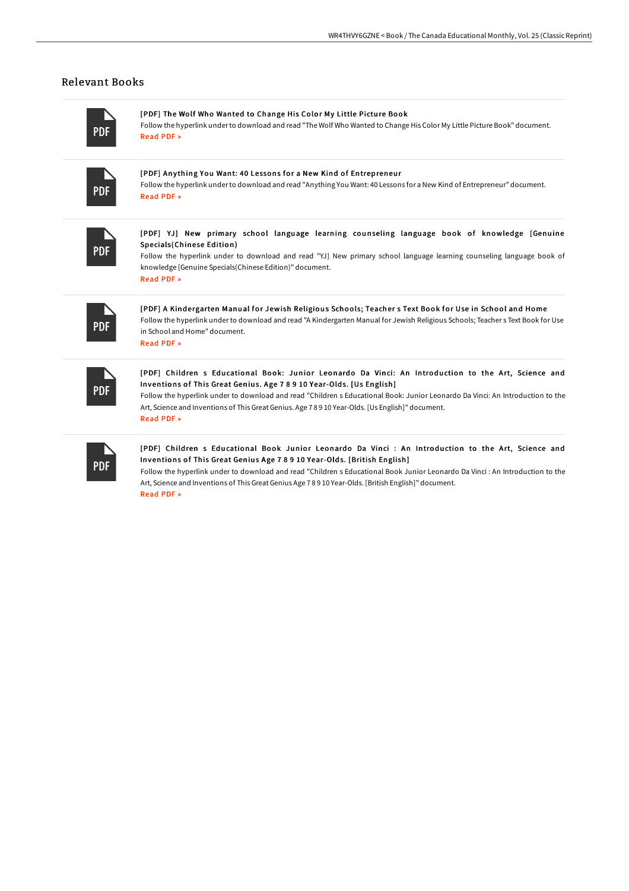## Relevant Books

**[PDF] The Wolf Who Wanted to Change His Color My Little Picture Book**

Follow the hyperlink under to download and read "The Wolf Who Wanted to Change His Color My Little Picture Book" document.

Read PDF »

**[PDF] Anything You Want: 40 Lessons for a New Kind of Entrepreneur**

Follow the hyperlink under to download and read "Anything You Want: 40 Lessons for a New Kind of Entrepreneur" document.

Read PDF »

**[PDF] YJ] New primary school language learning counseling language book of knowledge [Genuine Specials(Chinese Edition)**

Follow the hyperlink under to download and read "YJ] New primary school language learning counseling language book of knowledge [Genuine Specials(Chinese Edition)" document.

Read PDF »

**[PDF] A Kindergarten Manual for Jewish Religious Schools; Teacher s Text Book for Use in School and Home**

Follow the hyperlink under to download and read "A Kindergarten Manual for Jewish Religious Schools; Teacher s Text Book for Use in School and Home" document.

Read PDF »

**[PDF] Children s Educational Book: Junior Leonardo Da Vinci: An Introduction to the Art, Science and Inventions of This Great Genius. Age 7 8 9 10 Year-Olds. [Us English]**

Follow the hyperlink under to download and read "Children s Educational Book: Junior Leonardo Da Vinci: An Introduction to the Art, Science and Inventions of This Great Genius. Age 7 8 9 10 Year-Olds. [Us English]" document.

Read PDF »

**[PDF] Children s Educational Book Junior Leonardo Da Vinci : An Introduction to the Art, Science and Inventions of This Great Genius Age 7 8 9 10 Year-Olds. [British English]**

Follow the hyperlink under to download and read "Children s Educational Book Junior Leonardo Da Vinci : An Introduction to the Art, Science and Inventions of This Great Genius Age 7 8 9 10 Year-Olds. [British English]" document.

Read PDF »